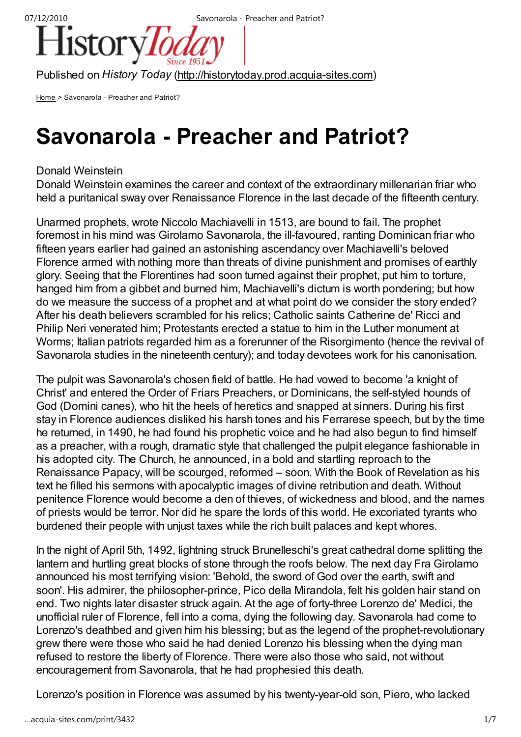Published on *History Today* (http://historytoday.prod.acquia-sites.com)

Home > Savonarola - Preacher and Patriot?

# Savonarola - Preacher and Patriot?

Donald Weinstein

Donald Weinstein examines the career and context of the extraordinary millenarian friar who held a puritanical sway over Renaissance Florence in the last decade of the fifteenth century.

Unarmed prophets, wrote Niccolo Machiavelli in 1513, are bound to fail. The prophet foremost in his mind was Girolamo Savonarola, the ill-favoured, ranting Dominican friar who fifteen years earlier had gained an astonishing ascendancy over Machiavelli's beloved Florence armed with nothing more than threats of divine punishment and promises of earthly glory. Seeing that the Florentines had soon turned against their prophet, put him to torture, hanged him from a gibbet and burned him, Machiavelli's dictum is worth pondering; but how do we measure the success of a prophet and at what point do we consider the story ended? After his death believers scrambled for his relics; Catholic saints Catherine de' Ricci and Philip Neri venerated him; Protestants erected a statue to him in the Luther monument at Worms; Italian patriots regarded him as a forerunner of the Risorgimento (hence the revival of Savonarola studies in the nineteenth century); and today devotees work for his canonisation.

The pulpit was Savonarola's chosen field of battle. He had vowed to become 'a knight of Christ' and entered the Order of Friars Preachers, or Dominicans, the self-styled hounds of God (Domini canes), who hit the heels of heretics and snapped at sinners. During his first stay in Florence audiences disliked his harsh tones and his Ferrarese speech, but by the time he returned, in 1490, he had found his prophetic voice and he had also begun to find himself as a preacher, with a rough, dramatic style that challenged the pulpit elegance fashionable in his adopted city. The Church, he announced, in a bold and startling reproach to the Renaissance Papacy, will be scourged, reformed – soon. With the Book of Revelation as his text he filled his sermons with apocalyptic images of divine retribution and death. Without penitence Florence would become a den of thieves, of wickedness and blood, and the names of priests would be terror. Nor did he spare the lords of this world. He excoriated tyrants who burdened their people with unjust taxes while the rich built palaces and kept whores.

In the night of April 5th, 1492, lightning struck Brunelleschi's great cathedral dome splitting the lantern and hurtling great blocks of stone through the roofs below. The next day Fra Girolamo announced his most terrifying vision: 'Behold, the sword of God over the earth, swift and soon'. His admirer, the philosopher-prince, Pico della Mirandola, felt his golden hair stand on end. Two nights later disaster struck again. At the age of forty-three Lorenzo de' Medici, the unofficial ruler of Florence, fell into a coma, dying the following day. Savonarola had come to Lorenzo's deathbed and given him his blessing; but as the legend of the prophet-revolutionary grew there were those who said he had denied Lorenzo his blessing when the dying man refused to restore the liberty of Florence. There were also those who said, not without encouragement from Savonarola, that he had prophesied this death.

Lorenzo's position in Florence was assumed by his twenty-year-old son, Piero, who lacked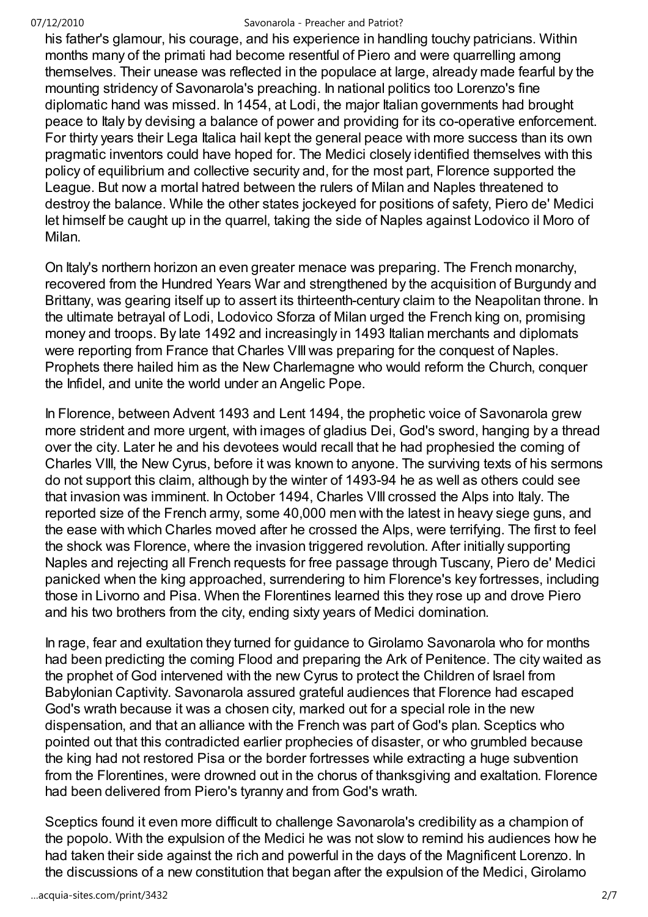his father's glamour, his courage, and his experience in handling touchy patricians. Within months many of the primati had become resentful of Piero and were quarrelling among themselves. Their unease was reflected in the populace at large, already made fearful by the mounting stridency of Savonarola's preaching. In national politics too Lorenzo's fine diplomatic hand was missed. In 1454, at Lodi, the major Italian governments had brought peace to Italy by devising a balance of power and providing for its co-operative enforcement. For thirty years their Lega Italica hail kept the general peace with more success than its own pragmatic inventors could have hoped for. The Medici closely identified themselves with this policy of equilibrium and collective security and, for the most part, Florence supported the League. But now a mortal hatred between the rulers of Milan and Naples threatened to destroy the balance. While the other states jockeyed for positions of safety, Piero de' Medici let himself be caught up in the quarrel, taking the side of Naples against Lodovico il Moro of Milan.

On Italy's northern horizon an even greater menace was preparing. The French monarchy, recovered from the Hundred Years War and strengthened by the acquisition of Burgundy and Brittany, was gearing itself up to assert its thirteenth-century claim to the Neapolitan throne. In the ultimate betrayal of Lodi, Lodovico Sforza of Milan urged the French king on, promising money and troops. By late 1492 and increasingly in 1493 Italian merchants and diplomats were reporting from France that Charles VIII was preparing for the conquest of Naples. Prophets there hailed him as the New Charlemagne who would reform the Church, conquer the Infidel, and unite the world under an Angelic Pope.

In Florence, between Advent 1493 and Lent 1494, the prophetic voice of Savonarola grew more strident and more urgent, with images of gladius Dei, God's sword, hanging by a thread over the city. Later he and his devotees would recall that he had prophesied the coming of Charles VIII, the New Cyrus, before it was known to anyone. The surviving texts of his sermons do not support this claim, although by the winter of 1493-94 he as well as others could see that invasion was imminent. In October 1494, Charles VIII crossed the Alps into Italy. The reported size of the French army, some 40,000 men with the latest in heavy siege guns, and the ease with which Charles moved after he crossed the Alps, were terrifying. The first to feel the shock was Florence, where the invasion triggered revolution. After initially supporting Naples and rejecting all French requests for free passage through Tuscany, Piero de' Medici panicked when the king approached, surrendering to him Florence's key fortresses, including those in Livorno and Pisa. When the Florentines learned this they rose up and drove Piero and his two brothers from the city, ending sixty years of Medici domination.

In rage, fear and exultation they turned for guidance to Girolamo Savonarola who for months had been predicting the coming Flood and preparing the Ark of Penitence. The city waited as the prophet of God intervened with the new Cyrus to protect the Children of Israel from Babylonian Captivity. Savonarola assured grateful audiences that Florence had escaped God's wrath because it was a chosen city, marked out for a special role in the new dispensation, and that an alliance with the French was part of God's plan. Sceptics who pointed out that this contradicted earlier prophecies of disaster, or who grumbled because the king had not restored Pisa or the border fortresses while extracting a huge subvention from the Florentines, were drowned out in the chorus of thanksgiving and exaltation. Florence had been delivered from Piero's tyranny and from God's wrath.

Sceptics found it even more difficult to challenge Savonarola's credibility as a champion of the popolo. With the expulsion of the Medici he was not slow to remind his audiences how he had taken their side against the rich and powerful in the days of the Magnificent Lorenzo. In the discussions of a new constitution that began after the expulsion of the Medici, Girolamo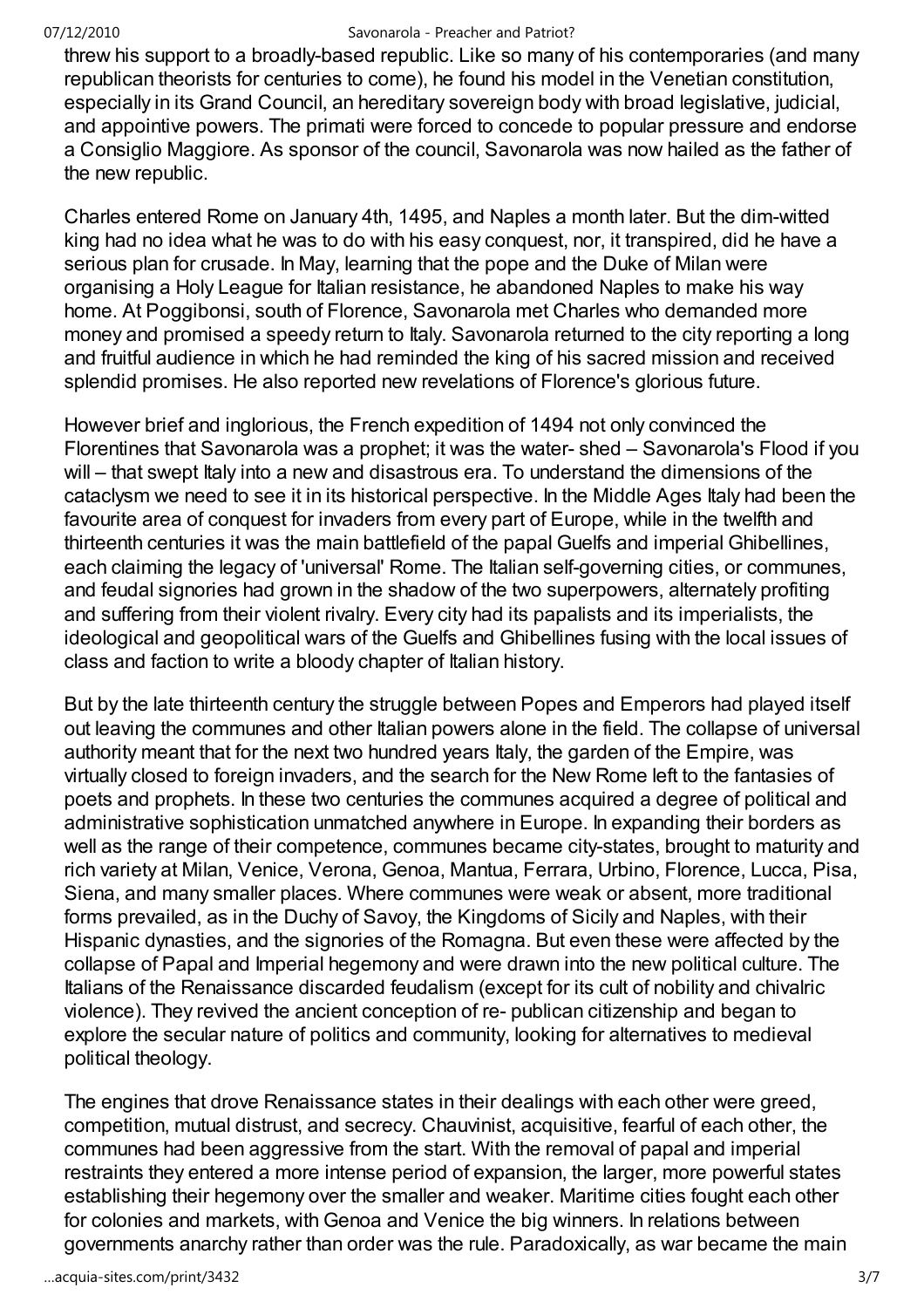threw his support to a broadly-based republic. Like so many of his contemporaries (and many republican theorists for centuries to come), he found his model in the Venetian constitution, especially in its Grand Council, an hereditary sovereign body with broad legislative, judicial, and appointive powers. The primati were forced to concede to popular pressure and endorse a Consiglio Maggiore. As sponsor of the council, Savonarola was now hailed as the father of the new republic.

Charles entered Rome on January 4th, 1495, and Naples a month later. But the dim-witted king had no idea what he was to do with his easy conquest, nor, it transpired, did he have a serious plan for crusade. In May, learning that the pope and the Duke of Milan were organising a Holy League for Italian resistance, he abandoned Naples to make his way home. At Poggibonsi, south of Florence, Savonarola met Charles who demanded more money and promised a speedy return to Italy. Savonarola returned to the city reporting a long and fruitful audience in which he had reminded the king of his sacred mission and received splendid promises. He also reported new revelations of Florence's glorious future.

However brief and inglorious, the French expedition of 1494 not only convinced the Florentines that Savonarola was a prophet; it was the water- shed – Savonarola's Flood if you will – that swept Italy into a new and disastrous era. To understand the dimensions of the cataclysm we need to see it in its historical perspective. In the Middle Ages Italy had been the favourite area of conquest for invaders from every part of Europe, while in the twelfth and thirteenth centuries it was the main battlefield of the papal Guelfs and imperial Ghibellines, each claiming the legacy of 'universal' Rome. The Italian self-governing cities, or communes, and feudal signories had grown in the shadow of the two superpowers, alternately profiting and suffering from their violent rivalry. Every city had its papalists and its imperialists, the ideological and geopolitical wars of the Guelfs and Ghibellines fusing with the local issues of class and faction to write a bloody chapter of Italian history.

But by the late thirteenth century the struggle between Popes and Emperors had played itself out leaving the communes and other Italian powers alone in the field. The collapse of universal authority meant that for the next two hundred years Italy, the garden of the Empire, was virtually closed to foreign invaders, and the search for the New Rome left to the fantasies of poets and prophets. In these two centuries the communes acquired a degree of political and administrative sophistication unmatched anywhere in Europe. In expanding their borders as well as the range of their competence, communes became city-states, brought to maturity and rich variety at Milan, Venice, Verona, Genoa, Mantua, Ferrara, Urbino, Florence, Lucca, Pisa, Siena, and many smaller places. Where communes were weak or absent, more traditional forms prevailed, as in the Duchy of Savoy, the Kingdoms of Sicily and Naples, with their Hispanic dynasties, and the signories of the Romagna. But even these were affected by the collapse of Papal and Imperial hegemony and were drawn into the new political culture. The Italians of the Renaissance discarded feudalism (except for its cult of nobility and chivalric violence). They revived the ancient conception of re- publican citizenship and began to explore the secular nature of politics and community, looking for alternatives to medieval political theology.

The engines that drove Renaissance states in their dealings with each other were greed, competition, mutual distrust, and secrecy. Chauvinist, acquisitive, fearful of each other, the communes had been aggressive from the start. With the removal of papal and imperial restraints they entered a more intense period of expansion, the larger, more powerful states establishing their hegemony over the smaller and weaker. Maritime cities fought each other for colonies and markets, with Genoa and Venice the big winners. In relations between governments anarchy rather than order was the rule. Paradoxically, as war became the main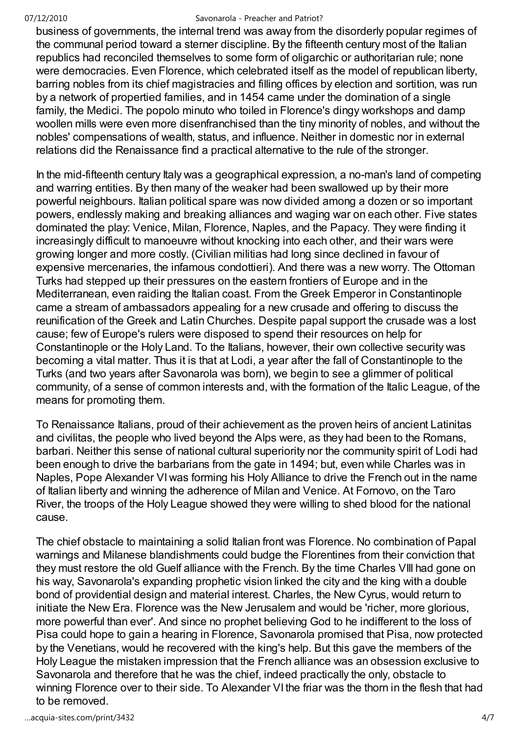business of governments, the internal trend was away from the disorderly popular regimes of the communal period toward a sterner discipline. By the fifteenth century most of the Italian republics had reconciled themselves to some form of oligarchic or authoritarian rule; none were democracies. Even Florence, which celebrated itself as the model of republican liberty, barring nobles from its chief magistracies and filling offices by election and sortition, was run by a network of propertied families, and in 1454 came under the domination of a single family, the Medici. The popolo minuto who toiled in Florence's dingy workshops and damp woollen mills were even more disenfranchised than the tiny minority of nobles, and without the nobles' compensations of wealth, status, and influence. Neither in domestic nor in external relations did the Renaissance find a practical alternative to the rule of the stronger.

In the mid-fifteenth century Italy was a geographical expression, a no-man's land of competing and warring entities. By then many of the weaker had been swallowed up by their more powerful neighbours. Italian political spare was now divided among a dozen or so important powers, endlessly making and breaking alliances and waging war on each other. Five states dominated the play: Venice, Milan, Florence, Naples, and the Papacy. They were finding it increasingly difficult to manoeuvre without knocking into each other, and their wars were growing longer and more costly. (Civilian militias had long since declined in favour of expensive mercenaries, the infamous condottieri). And there was a new worry. The Ottoman Turks had stepped up their pressures on the eastern frontiers of Europe and in the Mediterranean, even raiding the Italian coast. From the Greek Emperor in Constantinople came a stream of ambassadors appealing for a new crusade and offering to discuss the reunification of the Greek and Latin Churches. Despite papal support the crusade was a lost cause; few of Europe's rulers were disposed to spend their resources on help for Constantinople or the Holy Land. To the Italians, however, their own collective security was becoming a vital matter. Thus it is that at Lodi, a year after the fall of Constantinople to the Turks (and two years after Savonarola was born), we begin to see a glimmer of political community, of a sense of common interests and, with the formation of the Italic League, of the means for promoting them.

To Renaissance Italians, proud of their achievement as the proven heirs of ancient Latinitas and civilitas, the people who lived beyond the Alps were, as they had been to the Romans, barbari. Neither this sense of national cultural superiority nor the community spirit of Lodi had been enough to drive the barbarians from the gate in 1494; but, even while Charles was in Naples, Pope Alexander VI was forming his Holy Alliance to drive the French out in the name of Italian liberty and winning the adherence of Milan and Venice. At Fornovo, on the Taro River, the troops of the Holy League showed they were willing to shed blood for the national cause.

The chief obstacle to maintaining a solid Italian front was Florence. No combination of Papal warnings and Milanese blandishments could budge the Florentines from their conviction that they must restore the old Guelf alliance with the French. By the time Charles VIII had gone on his way, Savonarola's expanding prophetic vision linked the city and the king with a double bond of providential design and material interest. Charles, the New Cyrus, would return to initiate the New Era. Florence was the New Jerusalem and would be 'richer, more glorious, more powerful than ever'. And since no prophet believing God to he indifferent to the loss of Pisa could hope to gain a hearing in Florence, Savonarola promised that Pisa, now protected by the Venetians, would he recovered with the king's help. But this gave the members of the Holy League the mistaken impression that the French alliance was an obsession exclusive to Savonarola and therefore that he was the chief, indeed practically the only, obstacle to winning Florence over to their side. To Alexander VI the friar was the thorn in the flesh that had to be removed.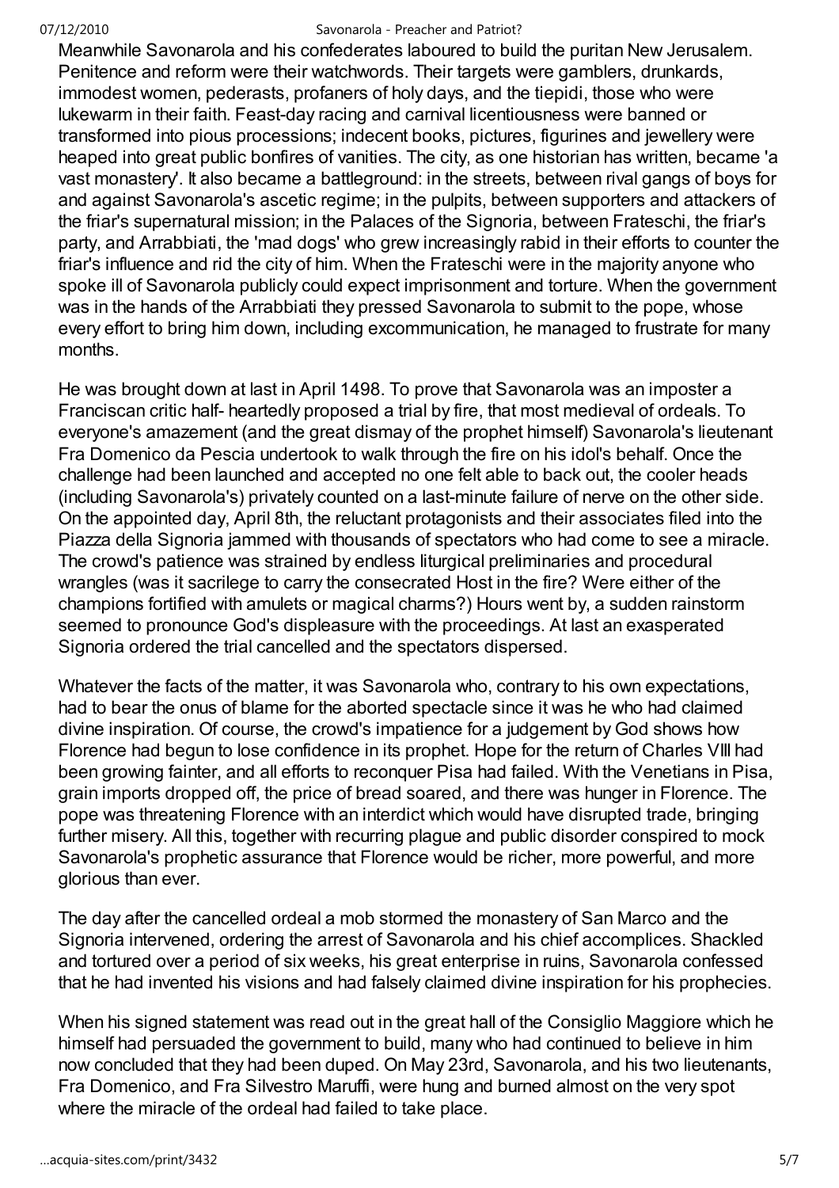Meanwhile Savonarola and his confederates laboured to build the puritan New Jerusalem. Penitence and reform were their watchwords. Their targets were gamblers, drunkards, immodest women, pederasts, profaners of holy days, and the tiepidi, those who were lukewarm in their faith. Feast-day racing and carnival licentiousness were banned or transformed into pious processions; indecent books, pictures, figurines and jewellery were heaped into great public bonfires of vanities. The city, as one historian has written, became 'a vast monastery'. It also became a battleground: in the streets, between rival gangs of boys for and against Savonarola's ascetic regime; in the pulpits, between supporters and attackers of the friar's supernatural mission; in the Palaces of the Signoria, between Frateschi, the friar's party, and Arrabbiati, the 'mad dogs' who grew increasingly rabid in their efforts to counter the friar's influence and rid the city of him. When the Frateschi were in the majority anyone who spoke ill of Savonarola publicly could expect imprisonment and torture. When the government was in the hands of the Arrabbiati they pressed Savonarola to submit to the pope, whose every effort to bring him down, including excommunication, he managed to frustrate for many months.

He was brought down at last in April 1498. To prove that Savonarola was an imposter a Franciscan critic half- heartedly proposed a trial by fire, that most medieval of ordeals. To everyone's amazement (and the great dismay of the prophet himself) Savonarola's lieutenant Fra Domenico da Pescia undertook to walk through the fire on his idol's behalf. Once the challenge had been launched and accepted no one felt able to back out, the cooler heads (including Savonarola's) privately counted on a last-minute failure of nerve on the other side. On the appointed day, April 8th, the reluctant protagonists and their associates filed into the Piazza della Signoria jammed with thousands of spectators who had come to see a miracle. The crowd's patience was strained by endless liturgical preliminaries and procedural wrangles (was it sacrilege to carry the consecrated Host in the fire? Were either of the champions fortified with amulets or magical charms?) Hours went by, a sudden rainstorm seemed to pronounce God's displeasure with the proceedings. At last an exasperated Signoria ordered the trial cancelled and the spectators dispersed.

Whatever the facts of the matter, it was Savonarola who, contrary to his own expectations, had to bear the onus of blame for the aborted spectacle since it was he who had claimed divine inspiration. Of course, the crowd's impatience for a judgement by God shows how Florence had begun to lose confidence in its prophet. Hope for the return of Charles VIII had been growing fainter, and all efforts to reconquer Pisa had failed. With the Venetians in Pisa, grain imports dropped off, the price of bread soared, and there was hunger in Florence. The pope was threatening Florence with an interdict which would have disrupted trade, bringing further misery. All this, together with recurring plague and public disorder conspired to mock Savonarola's prophetic assurance that Florence would be richer, more powerful, and more glorious than ever.

The day after the cancelled ordeal a mob stormed the monastery of San Marco and the Signoria intervened, ordering the arrest of Savonarola and his chief accomplices. Shackled and tortured over a period of six weeks, his great enterprise in ruins, Savonarola confessed that he had invented his visions and had falsely claimed divine inspiration for his prophecies.

When his signed statement was read out in the great hall of the Consiglio Maggiore which he himself had persuaded the government to build, many who had continued to believe in him now concluded that they had been duped. On May 23rd, Savonarola, and his two lieutenants, Fra Domenico, and Fra Silvestro Maruffi, were hung and burned almost on the very spot where the miracle of the ordeal had failed to take place.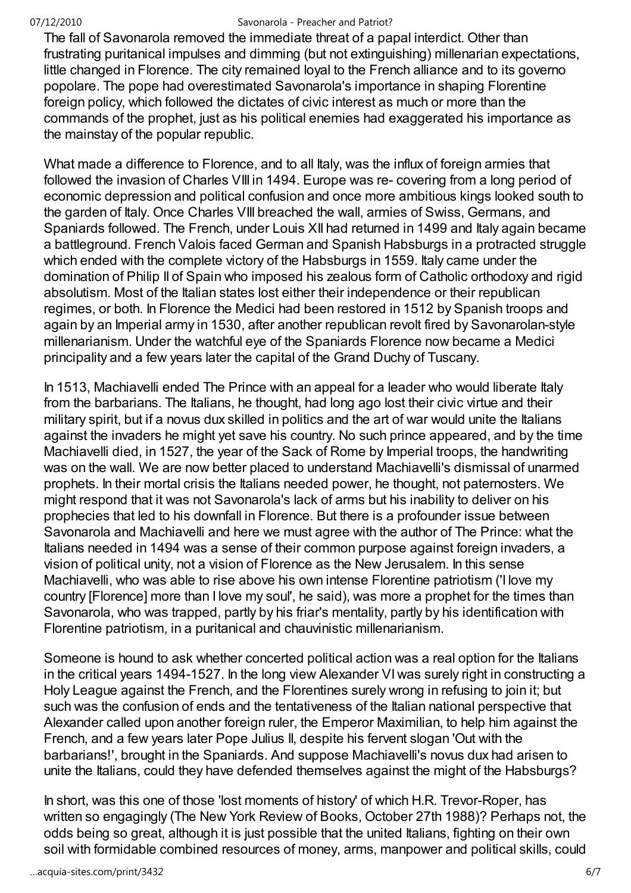The fall of Savonarola removed the immediate threat of a papal interdict. Other than frustrating puritanical impulses and dimming (but not extinguishing) millenarian expectations, little changed in Florence. The city remained loyal to the French alliance and to its governo popolare. The pope had overestimated Savonarola's importance in shaping Florentine foreign policy, which followed the dictates of civic interest as much or more than the commands of the prophet, just as his political enemies had exaggerated his importance as the mainstay of the popular republic.

What made a difference to Florence, and to all Italy, was the influx of foreign armies that followed the invasion of Charles VIII in 1494. Europe was re- covering from a long period of economic depression and political confusion and once more ambitious kings looked south to the garden of Italy. Once Charles VIII breached the wall, armies of Swiss, Germans, and Spaniards followed. The French, under Louis XII had returned in 1499 and Italy again became a battleground. French Valois faced German and Spanish Habsburgs in a protracted struggle which ended with the complete victory of the Habsburgs in 1559. Italy came under the domination of Philip II of Spain who imposed his zealous form of Catholic orthodoxy and rigid absolutism. Most of the Italian states lost either their independence or their republican regimes, or both. In Florence the Medici had been restored in 1512 by Spanish troops and again by an Imperial army in 1530, after another republican revolt fired by Savonarolan-style millenarianism. Under the watchful eye of the Spaniards Florence now became a Medici principality and a few years later the capital of the Grand Duchy of Tuscany.

In 1513, Machiavelli ended The Prince with an appeal for a leader who would liberate Italy from the barbarians. The Italians, he thought, had long ago lost their civic virtue and their military spirit, but if a novus dux skilled in politics and the art of war would unite the Italians against the invaders he might yet save his country. No such prince appeared, and by the time Machiavelli died, in 1527, the year of the Sack of Rome by Imperial troops, the handwriting was on the wall. We are now better placed to understand Machiavelli's dismissal of unarmed prophets. In their mortal crisis the Italians needed power, he thought, not paternosters. We might respond that it was not Savonarola's lack of arms but his inability to deliver on his prophecies that led to his downfall in Florence. But there is a profounder issue between Savonarola and Machiavelli and here we must agree with the author of The Prince: what the Italians needed in 1494 was a sense of their common purpose against foreign invaders, a vision of political unity, not a vision of Florence as the New Jerusalem. In this sense Machiavelli, who was able to rise above his own intense Florentine patriotism ('I love my country [Florence] more than I love my soul', he said), was more a prophet for the times than Savonarola, who was trapped, partly by his friar's mentality, partly by his identification with Florentine patriotism, in a puritanical and chauvinistic millenarianism.

Someone is hound to ask whether concerted political action was a real option for the Italians in the critical years 1494-1527. In the long view Alexander VI was surely right in constructing a Holy League against the French, and the Florentines surely wrong in refusing to join it; but such was the confusion of ends and the tentativeness of the Italian national perspective that Alexander called upon another foreign ruler, the Emperor Maximilian, to help him against the French, and a few years later Pope Julius II, despite his fervent slogan 'Out with the barbarians!', brought in the Spaniards. And suppose Machiavelli's novus dux had arisen to unite the Italians, could they have defended themselves against the might of the Habsburgs?

In short, was this one of those 'lost moments of history' of which H.R. Trevor-Roper, has written so engagingly (The New York Review of Books, October 27th 1988)? Perhaps not, the odds being so great, although it is just possible that the united Italians, fighting on their own soil with formidable combined resources of money, arms, manpower and political skills, could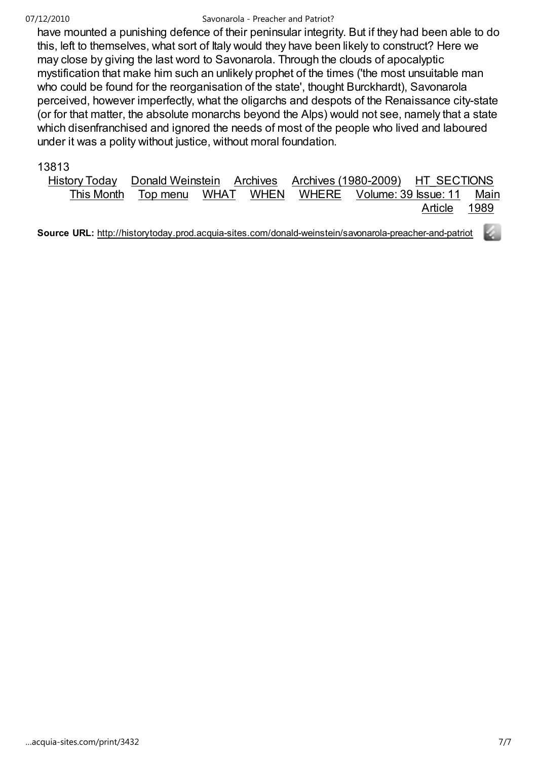have mounted a punishing defence of their peninsular integrity. But if they had been able to do this, left to themselves, what sort of Italy would they have been likely to construct? Here we may close by giving the last word to Savonarola. Through the clouds of apocalyptic mystification that make him such an unlikely prophet of the times ('the most unsuitable man who could be found for the reorganisation of the state', thought Burckhardt), Savonarola perceived, however imperfectly, what the oligarchs and despots of the Renaissance city-state (or for that matter, the absolute monarchs beyond the Alps) would not see, namely that a state which disenfranchised and ignored the needs of most of the people who lived and laboured under it was a polity without justice, without moral foundation.

13813

History Today Donald Weinstein Archives Archives (1980-2009) HT_SECTIONS This Month Top menu WHAT WHEN WHERE Volume: 39 Issue: 11 Main Article 1989

**Source URL:** http://historytoday.prod.acquia-sites.com/donald-weinstein/savonarola-preacher-and-patriot